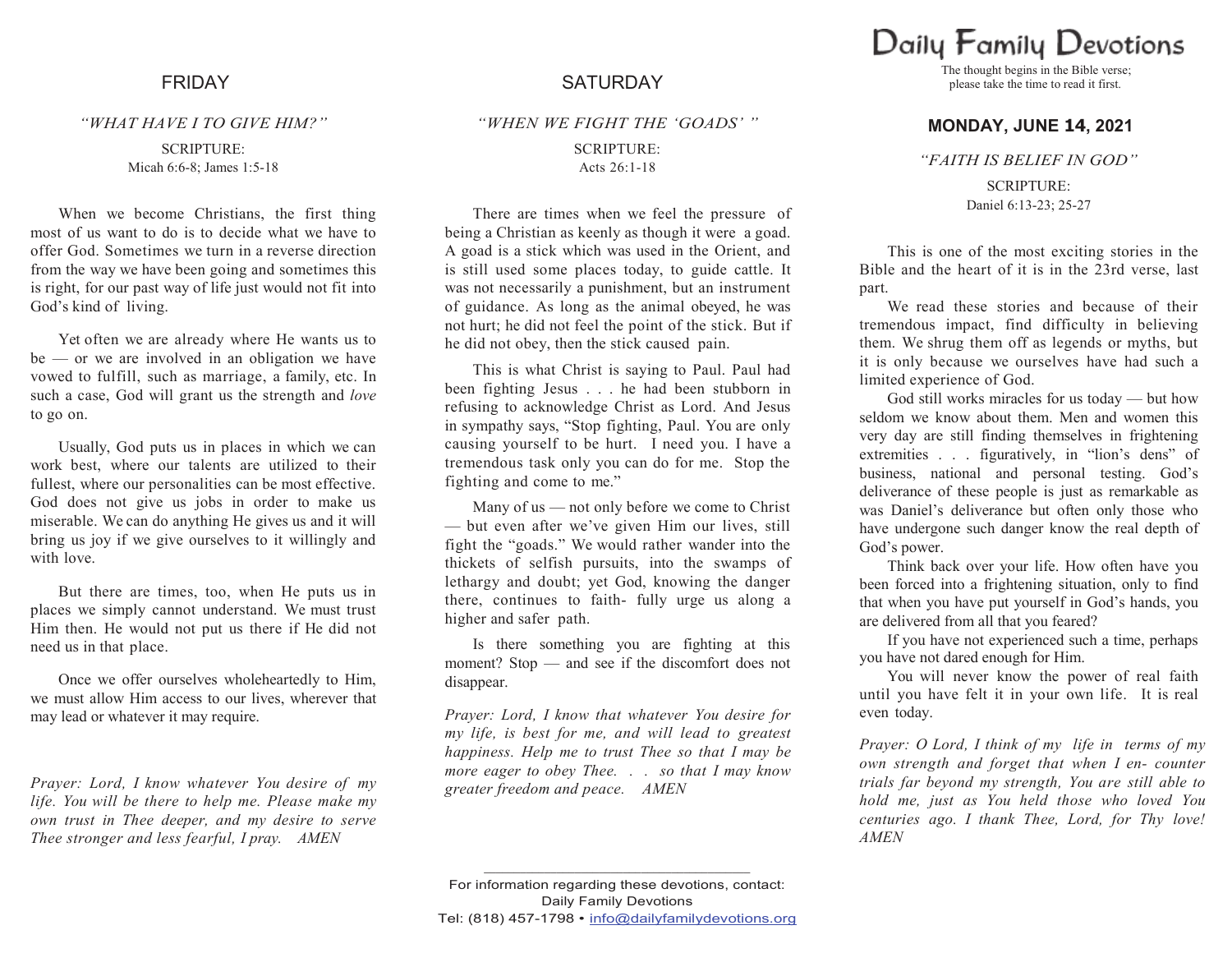## FRIDAY

*"WHAT HAVE I TO GIVE HIM?"*

SCRIPTURE:
Micah 6:6-8; James 1:5-18

When we become Christians, the first thing most of us want to do is to decide what we have to offer God. Sometimes we turn in a reverse direction from the way we have been going and sometimes this is right, for our past way of life just would not fit into God's kind of living.

Yet often we are already where He wants us to be — or we are involved in an obligation we have vowed to fulfill, such as marriage, a family, etc. In such a case, God will grant us the strength and *love* to go on.

Usually, God puts us in places in which we can work best, where our talents are utilized to their fullest, where our personalities can be most effective. God does not give us jobs in order to make us miserable. We can do anything He gives us and it will bring us joy if we give ourselves to it willingly and with love.

But there are times, too, when He puts us in places we simply cannot understand. We must trust Him then. He would not put us there if He did not need us in that place.

Once we offer ourselves wholeheartedly to Him, we must allow Him access to our lives, wherever that may lead or whatever it may require.

*Prayer: Lord, I know whatever You desire of my life. You will be there to help me. Please make my own trust in Thee deeper, and my desire to serve Thee stronger and less fearful, I pray. AMEN*

## SATURDAY

*"WHEN WE FIGHT THE 'GOADS' "*

SCRIPTURE:
Acts 26:1-18

There are times when we feel the pressure of being a Christian as keenly as though it were a goad. A goad is a stick which was used in the Orient, and is still used some places today, to guide cattle. It was not necessarily a punishment, but an instrument of guidance. As long as the animal obeyed, he was not hurt; he did not feel the point of the stick. But if he did not obey, then the stick caused pain.

This is what Christ is saying to Paul. Paul had been fighting Jesus . . . he had been stubborn in refusing to acknowledge Christ as Lord. And Jesus in sympathy says, "Stop fighting, Paul. You are only causing yourself to be hurt. I need you. I have a tremendous task only you can do for me. Stop the fighting and come to me."

Many of us — not only before we come to Christ — but even after we've given Him our lives, still fight the "goads." We would rather wander into the thickets of selfish pursuits, into the swamps of lethargy and doubt; yet God, knowing the danger there, continues to faith- fully urge us along a higher and safer path.

Is there something you are fighting at this moment? Stop — and see if the discomfort does not disappear.

*Prayer: Lord, I know that whatever You desire for my life, is best for me, and will lead to greatest happiness. Help me to trust Thee so that I may be more eager to obey Thee. . . so that I may know greater freedom and peace. AMEN*

# Daily Family Devotions

The thought begins in the Bible verse; please take the time to read it first.

## MONDAY, JUNE 14, 2021

*"FAITH IS BELIEF IN GOD"*

SCRIPTURE:
Daniel 6:13-23; 25-27

This is one of the most exciting stories in the Bible and the heart of it is in the 23rd verse, last part.

We read these stories and because of their tremendous impact, find difficulty in believing them. We shrug them off as legends or myths, but it is only because we ourselves have had such a limited experience of God.

God still works miracles for us today — but how seldom we know about them. Men and women this very day are still finding themselves in frightening extremities . . . figuratively, in "lion's dens" of business, national and personal testing. God's deliverance of these people is just as remarkable as was Daniel's deliverance but often only those who have undergone such danger know the real depth of God's power.

Think back over your life. How often have you been forced into a frightening situation, only to find that when you have put yourself in God's hands, you are delivered from all that you feared?

If you have not experienced such a time, perhaps you have not dared enough for Him.

You will never know the power of real faith until you have felt it in your own life. It is real even today.

*Prayer: O Lord, I think of my life in terms of my own strength and forget that when I en- counter trials far beyond my strength, You are still able to hold me, just as You held those who loved You centuries ago. I thank Thee, Lord, for Thy love! AMEN*

---

For information regarding these devotions, contact:
Daily Family Devotions
Tel: (818) 457-1798 • info@dailyfamilydevotions.org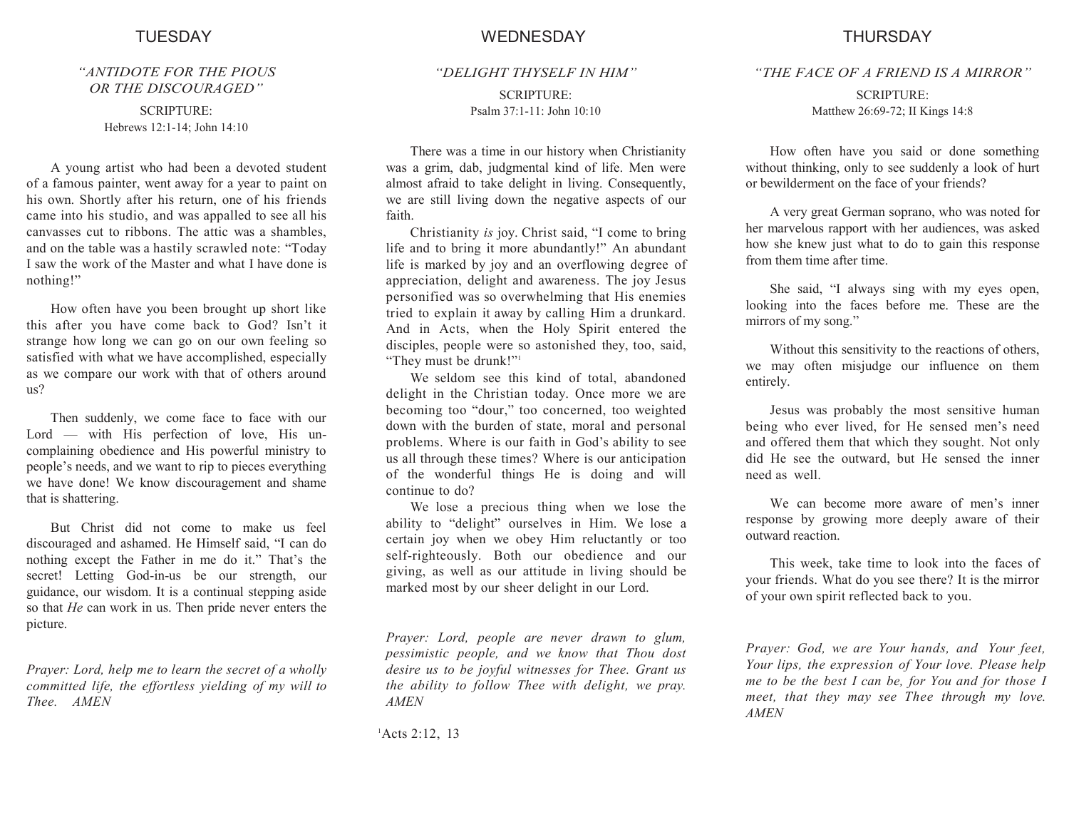## TUESDAY

*"ANTIDOTE FOR THE PIOUS OR THE DISCOURAGED"*

SCRIPTURE:
Hebrews 12:1-14; John 14:10

A young artist who had been a devoted student of a famous painter, went away for a year to paint on his own. Shortly after his return, one of his friends came into his studio, and was appalled to see all his canvasses cut to ribbons. The attic was a shambles, and on the table was a hastily scrawled note: "Today I saw the work of the Master and what I have done is nothing!"

How often have you been brought up short like this after you have come back to God? Isn't it strange how long we can go on our own feeling so satisfied with what we have accomplished, especially as we compare our work with that of others around us?

Then suddenly, we come face to face with our Lord — with His perfection of love, His uncomplaining obedience and His powerful ministry to people's needs, and we want to rip to pieces everything we have done! We know discouragement and shame that is shattering.

But Christ did not come to make us feel discouraged and ashamed. He Himself said, "I can do nothing except the Father in me do it." That's the secret! Letting God-in-us be our strength, our guidance, our wisdom. It is a continual stepping aside so that *He* can work in us. Then pride never enters the picture.

*Prayer: Lord, help me to learn the secret of a wholly committed life, the effortless yielding of my will to Thee. AMEN*

## WEDNESDAY

*"DELIGHT THYSELF IN HIM"*

SCRIPTURE:
Psalm 37:1-11: John 10:10

There was a time in our history when Christianity was a grim, dab, judgmental kind of life. Men were almost afraid to take delight in living. Consequently, we are still living down the negative aspects of our faith.

Christianity *is* joy. Christ said, "I come to bring life and to bring it more abundantly!" An abundant life is marked by joy and an overflowing degree of appreciation, delight and awareness. The joy Jesus personified was so overwhelming that His enemies tried to explain it away by calling Him a drunkard. And in Acts, when the Holy Spirit entered the disciples, people were so astonished they, too, said, "They must be drunk!"[1]

We seldom see this kind of total, abandoned delight in the Christian today. Once more we are becoming too "dour," too concerned, too weighted down with the burden of state, moral and personal problems. Where is our faith in God's ability to see us all through these times? Where is our anticipation of the wonderful things He is doing and will continue to do?

We lose a precious thing when we lose the ability to "delight" ourselves in Him. We lose a certain joy when we obey Him reluctantly or too self-righteously. Both our obedience and our giving, as well as our attitude in living should be marked most by our sheer delight in our Lord.

*Prayer: Lord, people are never drawn to glum, pessimistic people, and we know that Thou dost desire us to be joyful witnesses for Thee. Grant us the ability to follow Thee with delight, we pray. AMEN*

[1]Acts 2:12, 13

## THURSDAY

*"THE FACE OF A FRIEND IS A MIRROR"*

SCRIPTURE:
Matthew 26:69-72; II Kings 14:8

How often have you said or done something without thinking, only to see suddenly a look of hurt or bewilderment on the face of your friends?

A very great German soprano, who was noted for her marvelous rapport with her audiences, was asked how she knew just what to do to gain this response from them time after time.

She said, "I always sing with my eyes open, looking into the faces before me. These are the mirrors of my song."

Without this sensitivity to the reactions of others, we may often misjudge our influence on them entirely.

Jesus was probably the most sensitive human being who ever lived, for He sensed men's need and offered them that which they sought. Not only did He see the outward, but He sensed the inner need as well.

We can become more aware of men's inner response by growing more deeply aware of their outward reaction.

This week, take time to look into the faces of your friends. What do you see there? It is the mirror of your own spirit reflected back to you.

*Prayer: God, we are Your hands, and Your feet, Your lips, the expression of Your love. Please help me to be the best I can be, for You and for those I meet, that they may see Thee through my love. AMEN*